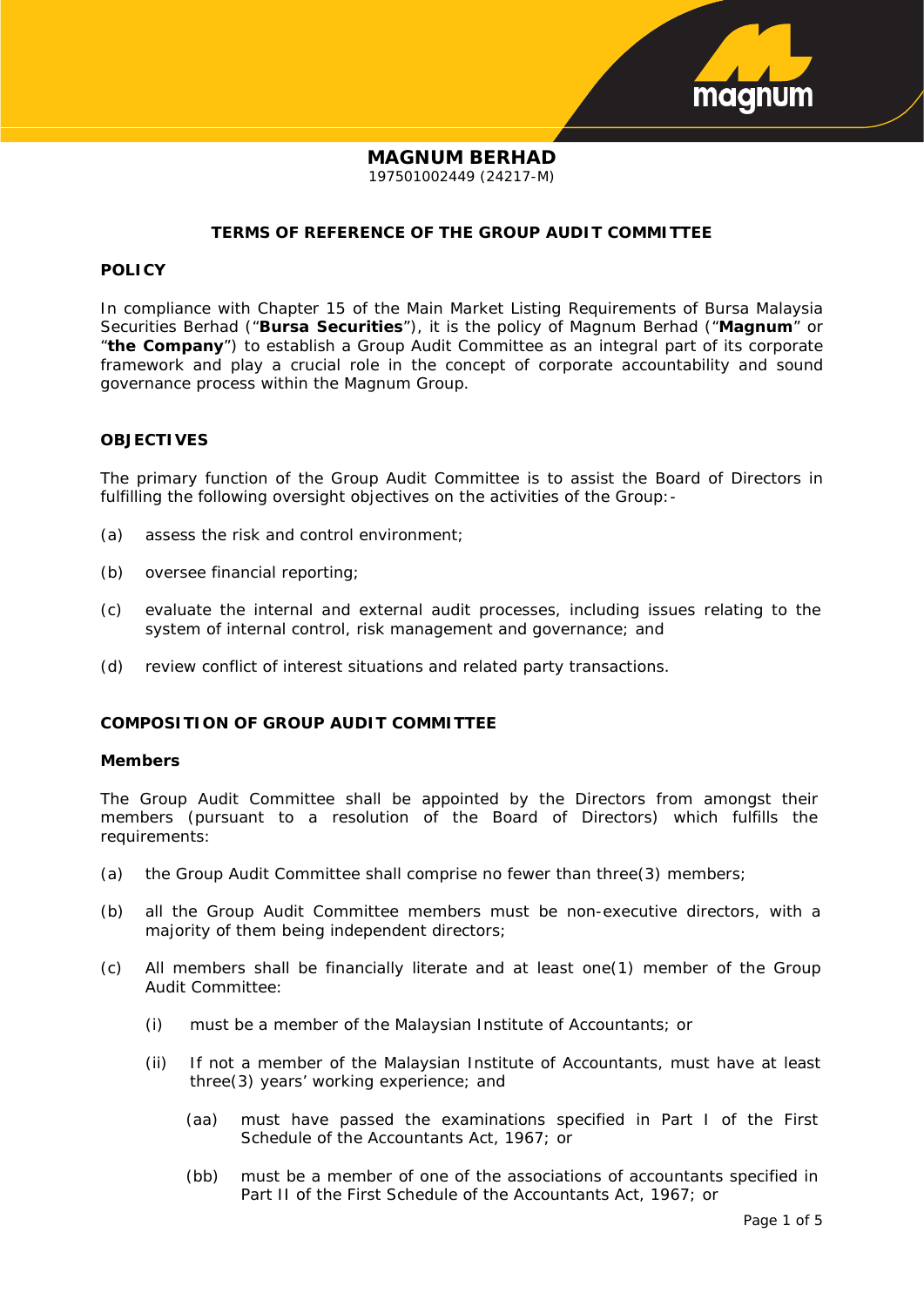# MAGNUM BERHAD

197501002449 (24217-M)

## TERMS OF REFERENCE OF THE GROUP AUDIT COMMITTEE

### POLICY

In compliance with Chapter 15 of the Main Market Listing Requirements of Bursa Malaysia Securities Berhad ("**Bursa Securities**"), it is the policy of Magnum Berhad ("**Magnum**" or "**the Company**") to establish a Group Audit Committee as an integral part of its corporate framework and play a crucial role in the concept of corporate accountability and sound governance process within the Magnum Group.

### OBJECTIVES

The primary function of the Group Audit Committee is to assist the Board of Directors in fulfilling the following oversight objectives on the activities of the Group:-

(a) assess the risk and control environment;

(b) oversee financial reporting;

(c) evaluate the internal and external audit processes, including issues relating to the system of internal control, risk management and governance; and

(d) review conflict of interest situations and related party transactions.

### COMPOSITION OF GROUP AUDIT COMMITTEE

#### Members

The Group Audit Committee shall be appointed by the Directors from amongst their members (pursuant to a resolution of the Board of Directors) which fulfills the requirements:

(a) the Group Audit Committee shall comprise no fewer than three(3) members;

(b) all the Group Audit Committee members must be non-executive directors, with a majority of them being independent directors;

(c) All members shall be financially literate and at least one(1) member of the Group Audit Committee:

  (i) must be a member of the Malaysian Institute of Accountants; or

  (ii) If not a member of the Malaysian Institute of Accountants, must have at least three(3) years' working experience; and

    (aa) must have passed the examinations specified in Part I of the First Schedule of the Accountants Act, 1967; or

    (bb) must be a member of one of the associations of accountants specified in Part II of the First Schedule of the Accountants Act, 1967; or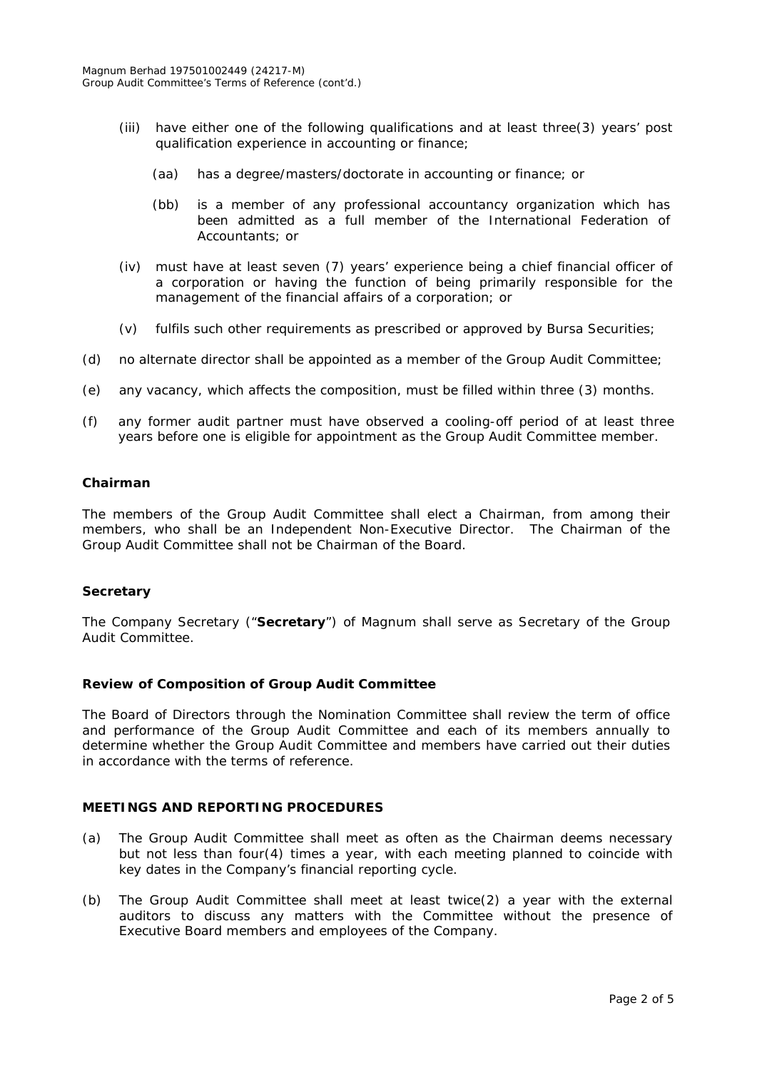(iii) have either one of the following qualifications and at least three(3) years' post qualification experience in accounting or finance;

(aa) has a degree/masters/doctorate in accounting or finance; or

(bb) is a member of any professional accountancy organization which has been admitted as a full member of the International Federation of Accountants; or

(iv) must have at least seven (7) years' experience being a chief financial officer of a corporation or having the function of being primarily responsible for the management of the financial affairs of a corporation; or

(v) fulfils such other requirements as prescribed or approved by Bursa Securities;

(d) no alternate director shall be appointed as a member of the Group Audit Committee;

(e) any vacancy, which affects the composition, must be filled within three (3) months.

(f) any former audit partner must have observed a cooling-off period of at least three years before one is eligible for appointment as the Group Audit Committee member.

**Chairman**

The members of the Group Audit Committee shall elect a Chairman, from among their members, who shall be an Independent Non-Executive Director. The Chairman of the Group Audit Committee shall not be Chairman of the Board.

**Secretary**

The Company Secretary ("**Secretary**") of Magnum shall serve as Secretary of the Group Audit Committee.

**Review of Composition of Group Audit Committee**

The Board of Directors through the Nomination Committee shall review the term of office and performance of the Group Audit Committee and each of its members annually to determine whether the Group Audit Committee and members have carried out their duties in accordance with the terms of reference.

**MEETINGS AND REPORTING PROCEDURES**

(a) The Group Audit Committee shall meet as often as the Chairman deems necessary but not less than four(4) times a year, with each meeting planned to coincide with key dates in the Company's financial reporting cycle.

(b) The Group Audit Committee shall meet at least twice(2) a year with the external auditors to discuss any matters with the Committee without the presence of Executive Board members and employees of the Company.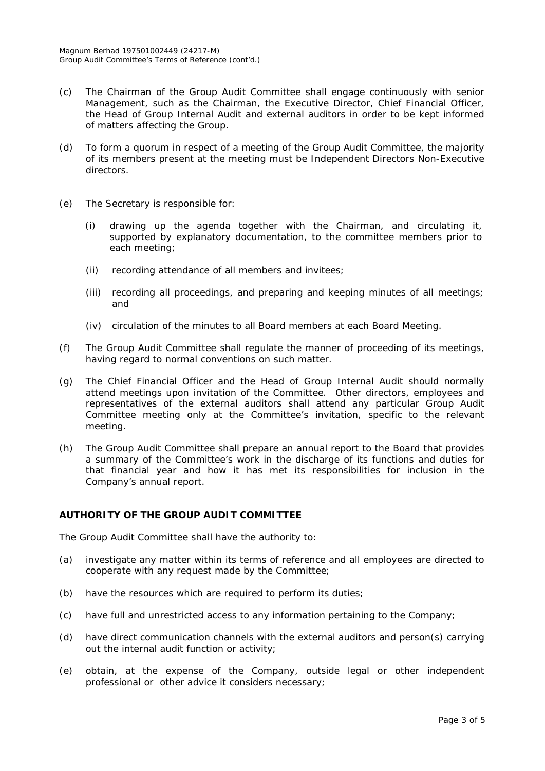(c) The Chairman of the Group Audit Committee shall engage continuously with senior Management, such as the Chairman, the Executive Director, Chief Financial Officer, the Head of Group Internal Audit and external auditors in order to be kept informed of matters affecting the Group.

(d) To form a quorum in respect of a meeting of the Group Audit Committee, the majority of its members present at the meeting must be Independent Directors Non-Executive directors.

(e) The Secretary is responsible for:

   (i) drawing up the agenda together with the Chairman, and circulating it, supported by explanatory documentation, to the committee members prior to each meeting;

   (ii) recording attendance of all members and invitees;

   (iii) recording all proceedings, and preparing and keeping minutes of all meetings; and

   (iv) circulation of the minutes to all Board members at each Board Meeting.

(f) The Group Audit Committee shall regulate the manner of proceeding of its meetings, having regard to normal conventions on such matter.

(g) The Chief Financial Officer and the Head of Group Internal Audit should normally attend meetings upon invitation of the Committee. Other directors, employees and representatives of the external auditors shall attend any particular Group Audit Committee meeting only at the Committee's invitation, specific to the relevant meeting.

(h) The Group Audit Committee shall prepare an annual report to the Board that provides a summary of the Committee's work in the discharge of its functions and duties for that financial year and how it has met its responsibilities for inclusion in the Company's annual report.

**AUTHORITY OF THE GROUP AUDIT COMMITTEE**

The Group Audit Committee shall have the authority to:

(a) investigate any matter within its terms of reference and all employees are directed to cooperate with any request made by the Committee;

(b) have the resources which are required to perform its duties;

(c) have full and unrestricted access to any information pertaining to the Company;

(d) have direct communication channels with the external auditors and person(s) carrying out the internal audit function or activity;

(e) obtain, at the expense of the Company, outside legal or other independent professional or other advice it considers necessary;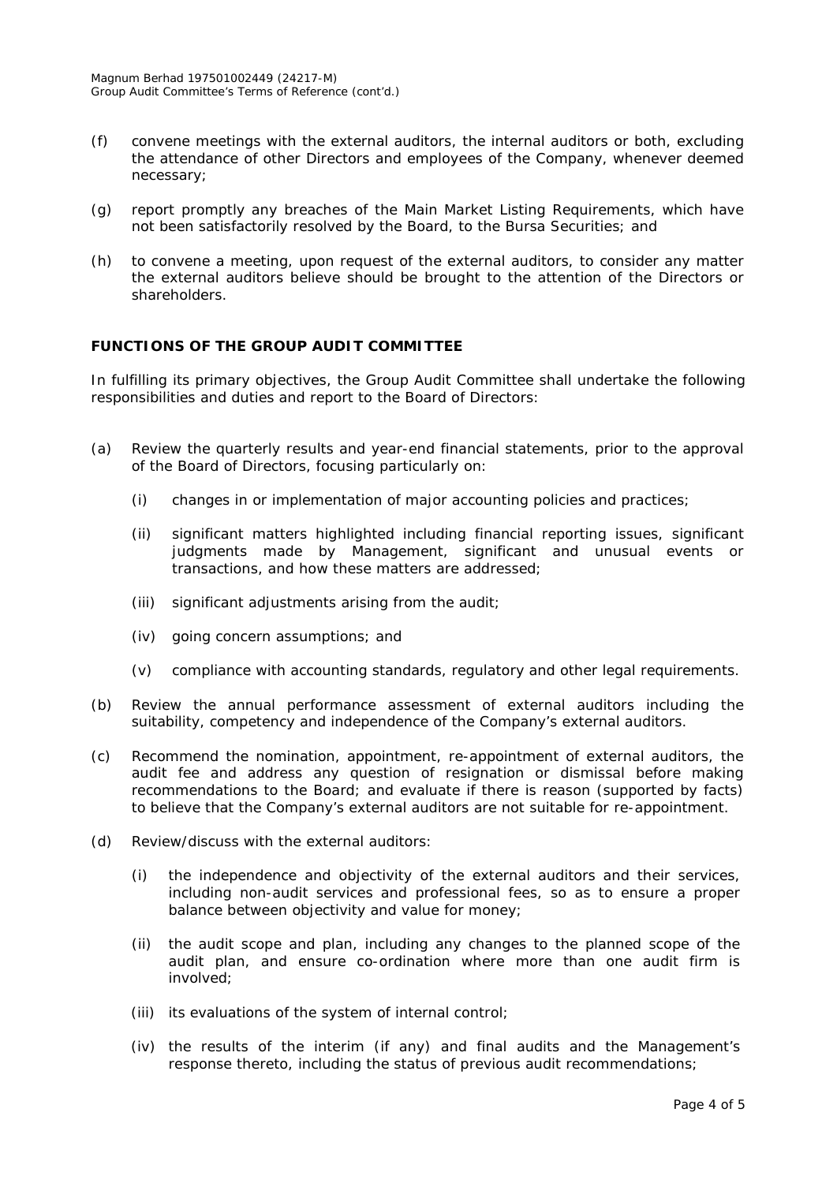(f) convene meetings with the external auditors, the internal auditors or both, excluding the attendance of other Directors and employees of the Company, whenever deemed necessary;

(g) report promptly any breaches of the Main Market Listing Requirements, which have not been satisfactorily resolved by the Board, to the Bursa Securities; and

(h) to convene a meeting, upon request of the external auditors, to consider any matter the external auditors believe should be brought to the attention of the Directors or shareholders.

## FUNCTIONS OF THE GROUP AUDIT COMMITTEE

In fulfilling its primary objectives, the Group Audit Committee shall undertake the following responsibilities and duties and report to the Board of Directors:

(a) Review the quarterly results and year-end financial statements, prior to the approval of the Board of Directors, focusing particularly on:

  (i) changes in or implementation of major accounting policies and practices;

  (ii) significant matters highlighted including financial reporting issues, significant judgments made by Management, significant and unusual events or transactions, and how these matters are addressed;

  (iii) significant adjustments arising from the audit;

  (iv) going concern assumptions; and

  (v) compliance with accounting standards, regulatory and other legal requirements.

(b) Review the annual performance assessment of external auditors including the suitability, competency and independence of the Company's external auditors.

(c) Recommend the nomination, appointment, re-appointment of external auditors, the audit fee and address any question of resignation or dismissal before making recommendations to the Board; and evaluate if there is reason (supported by facts) to believe that the Company's external auditors are not suitable for re-appointment.

(d) Review/discuss with the external auditors:

  (i) the independence and objectivity of the external auditors and their services, including non-audit services and professional fees, so as to ensure a proper balance between objectivity and value for money;

  (ii) the audit scope and plan, including any changes to the planned scope of the audit plan, and ensure co-ordination where more than one audit firm is involved;

  (iii) its evaluations of the system of internal control;

  (iv) the results of the interim (if any) and final audits and the Management's response thereto, including the status of previous audit recommendations;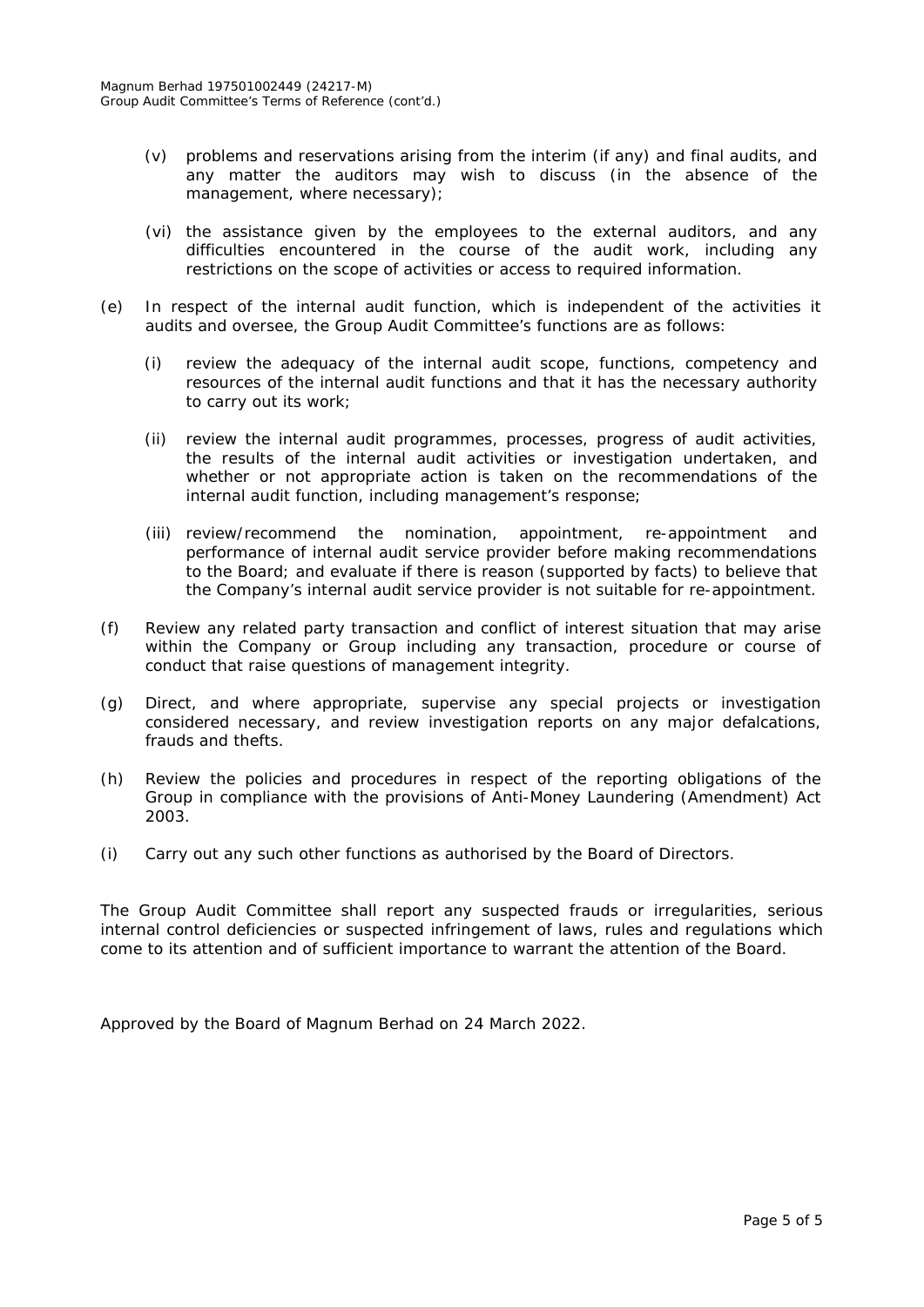(v) problems and reservations arising from the interim (if any) and final audits, and any matter the auditors may wish to discuss (in the absence of the management, where necessary);

(vi) the assistance given by the employees to the external auditors, and any difficulties encountered in the course of the audit work, including any restrictions on the scope of activities or access to required information.

(e) In respect of the internal audit function, which is independent of the activities it audits and oversee, the Group Audit Committee's functions are as follows:

(i) review the adequacy of the internal audit scope, functions, competency and resources of the internal audit functions and that it has the necessary authority to carry out its work;

(ii) review the internal audit programmes, processes, progress of audit activities, the results of the internal audit activities or investigation undertaken, and whether or not appropriate action is taken on the recommendations of the internal audit function, including management's response;

(iii) review/recommend the nomination, appointment, re-appointment and performance of internal audit service provider before making recommendations to the Board; and evaluate if there is reason (supported by facts) to believe that the Company's internal audit service provider is not suitable for re-appointment.

(f) Review any related party transaction and conflict of interest situation that may arise within the Company or Group including any transaction, procedure or course of conduct that raise questions of management integrity.

(g) Direct, and where appropriate, supervise any special projects or investigation considered necessary, and review investigation reports on any major defalcations, frauds and thefts.

(h) Review the policies and procedures in respect of the reporting obligations of the Group in compliance with the provisions of Anti-Money Laundering (Amendment) Act 2003.

(i) Carry out any such other functions as authorised by the Board of Directors.

The Group Audit Committee shall report any suspected frauds or irregularities, serious internal control deficiencies or suspected infringement of laws, rules and regulations which come to its attention and of sufficient importance to warrant the attention of the Board.

Approved by the Board of Magnum Berhad on 24 March 2022.